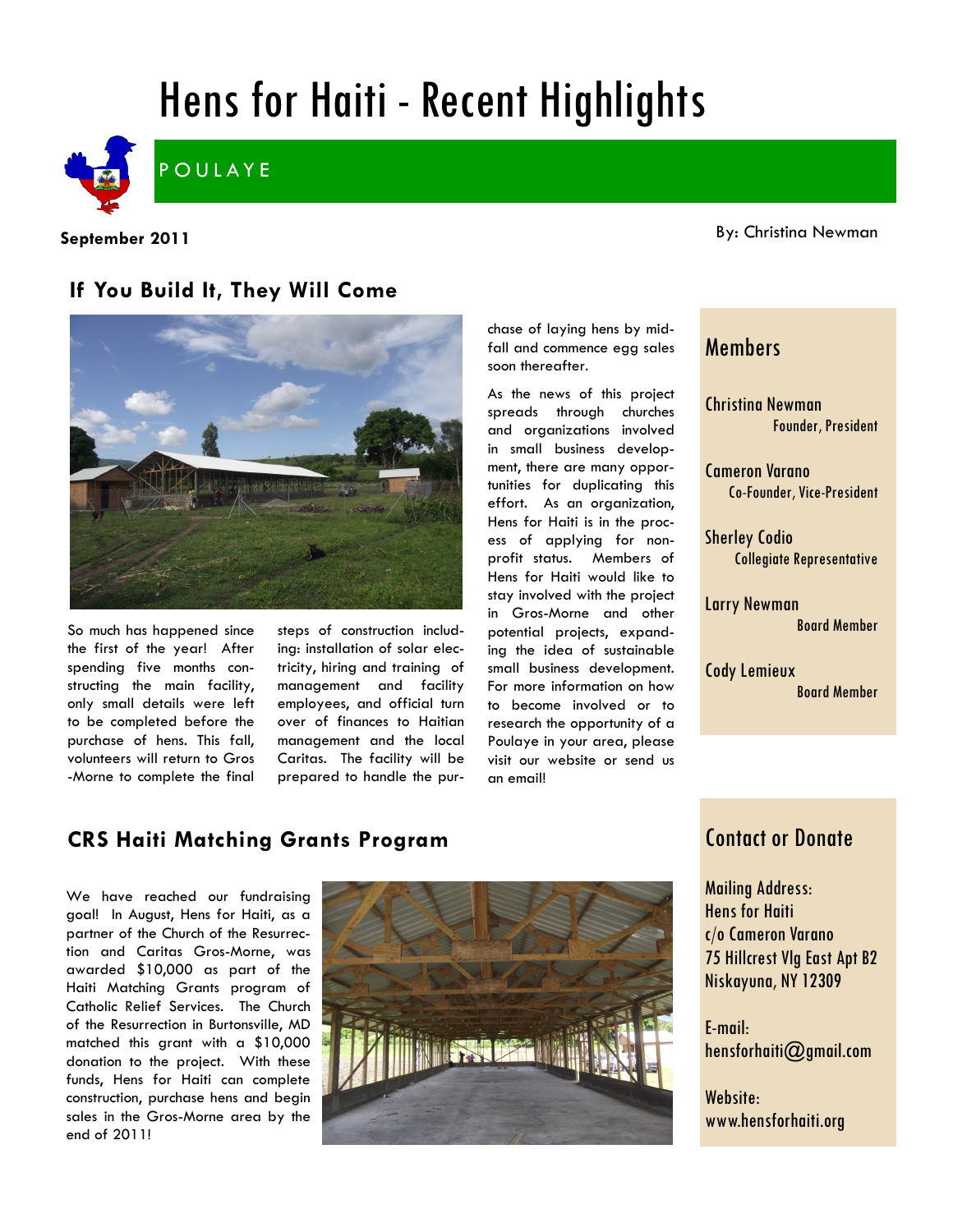# Hens for Haiti - Recent Highlights

POULAYE

**September 2011**

By: Christina Newman

## If You Build It, They Will Come

So much has happened since the first of the year! After spending five months constructing the main facility, only small details were left to be completed before the purchase of hens. This fall, volunteers will return to Gros-Morne to complete the final steps of construction including: installation of solar electricity, hiring and training of management and facility employees, and official turn over of finances to Haitian management and the local Caritas. The facility will be prepared to handle the purchase of laying hens by mid-fall and commence egg sales soon thereafter.

As the news of this project spreads through churches and organizations involved in small business development, there are many opportunities for duplicating this effort. As an organization, Hens for Haiti is in the process of applying for non-profit status. Members of Hens for Haiti would like to stay involved with the project in Gros-Morne and other potential projects, expanding the idea of sustainable small business development. For more information on how to become involved or to research the opportunity of a Poulaye in your area, please visit our website or send us an email!

## CRS Haiti Matching Grants Program

We have reached our fundraising goal! In August, Hens for Haiti, as a partner of the Church of the Resurrection and Caritas Gros-Morne, was awarded $10,000 as part of the Haiti Matching Grants program of Catholic Relief Services. The Church of the Resurrection in Burtonsville, MD matched this grant with a $10,000 donation to the project. With these funds, Hens for Haiti can complete construction, purchase hens and begin sales in the Gros-Morne area by the end of 2011!

## Members

Christina Newman
Founder, President

Cameron Varano
Co-Founder, Vice-President

Sherley Codio
Collegiate Representative

Larry Newman
Board Member

Cody Lemieux
Board Member

## Contact or Donate

Mailing Address:
Hens for Haiti
c/o Cameron Varano
75 Hillcrest Vlg East Apt B2
Niskayuna, NY 12309

E-mail:
hensforhaiti@gmail.com

Website:
www.hensforhaiti.org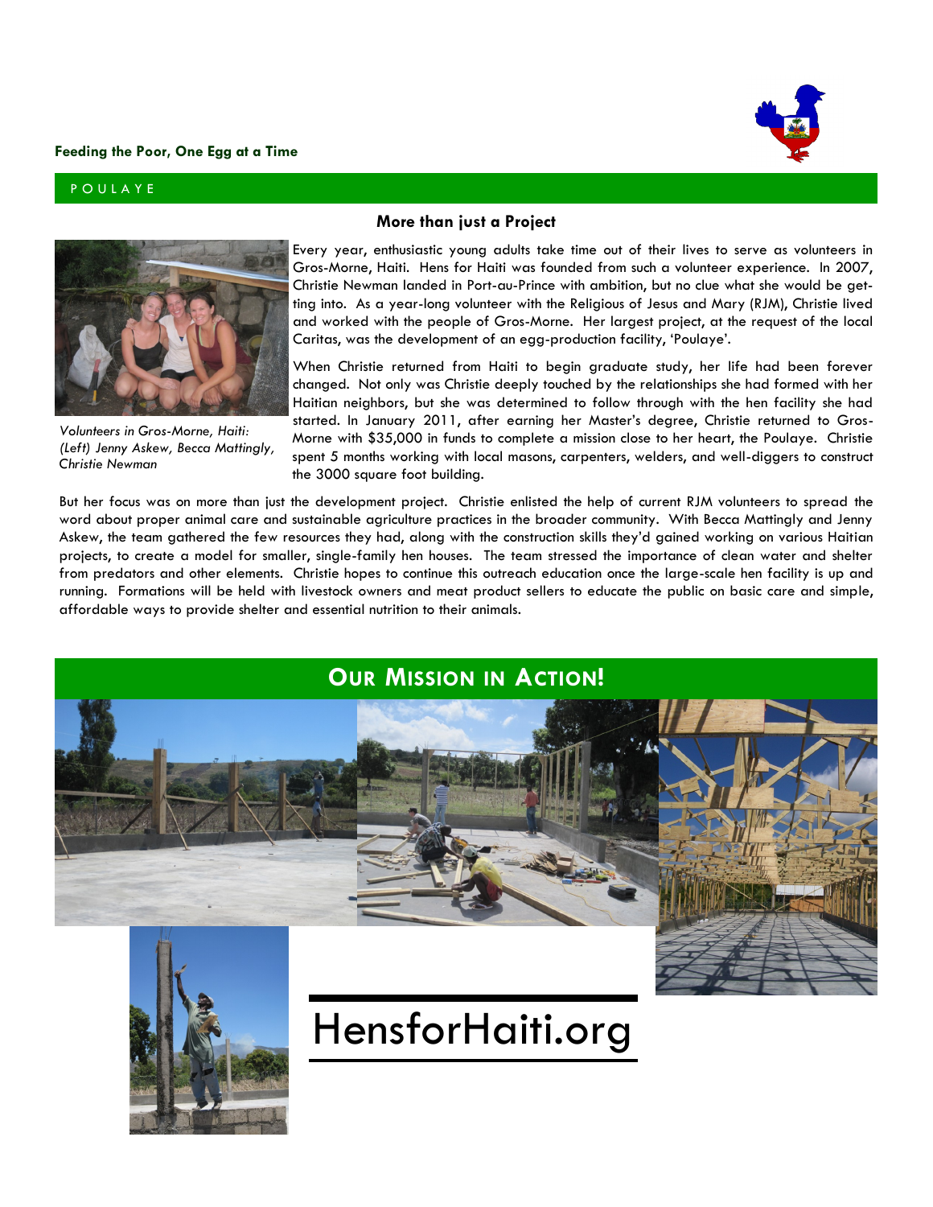**Feeding the Poor, One Egg at a Time**

POULAYE

## More than just a Project

*Volunteers in Gros-Morne, Haiti: (Left) Jenny Askew, Becca Mattingly, Christie Newman*

Every year, enthusiastic young adults take time out of their lives to serve as volunteers in Gros-Morne, Haiti. Hens for Haiti was founded from such a volunteer experience. In 2007, Christie Newman landed in Port-au-Prince with ambition, but no clue what she would be getting into. As a year-long volunteer with the Religious of Jesus and Mary (RJM), Christie lived and worked with the people of Gros-Morne. Her largest project, at the request of the local Caritas, was the development of an egg-production facility, 'Poulaye'.

When Christie returned from Haiti to begin graduate study, her life had been forever changed. Not only was Christie deeply touched by the relationships she had formed with her Haitian neighbors, but she was determined to follow through with the hen facility she had started. In January 2011, after earning her Master's degree, Christie returned to Gros-Morne with $35,000 in funds to complete a mission close to her heart, the Poulaye. Christie spent 5 months working with local masons, carpenters, welders, and well-diggers to construct the 3000 square foot building.

But her focus was on more than just the development project. Christie enlisted the help of current RJM volunteers to spread the word about proper animal care and sustainable agriculture practices in the broader community. With Becca Mattingly and Jenny Askew, the team gathered the few resources they had, along with the construction skills they'd gained working on various Haitian projects, to create a model for smaller, single-family hen houses. The team stressed the importance of clean water and shelter from predators and other elements. Christie hopes to continue this outreach education once the large-scale hen facility is up and running. Formations will be held with livestock owners and meat product sellers to educate the public on basic care and simple, affordable ways to provide shelter and essential nutrition to their animals.

## Our Mission in Action!

HensforHaiti.org